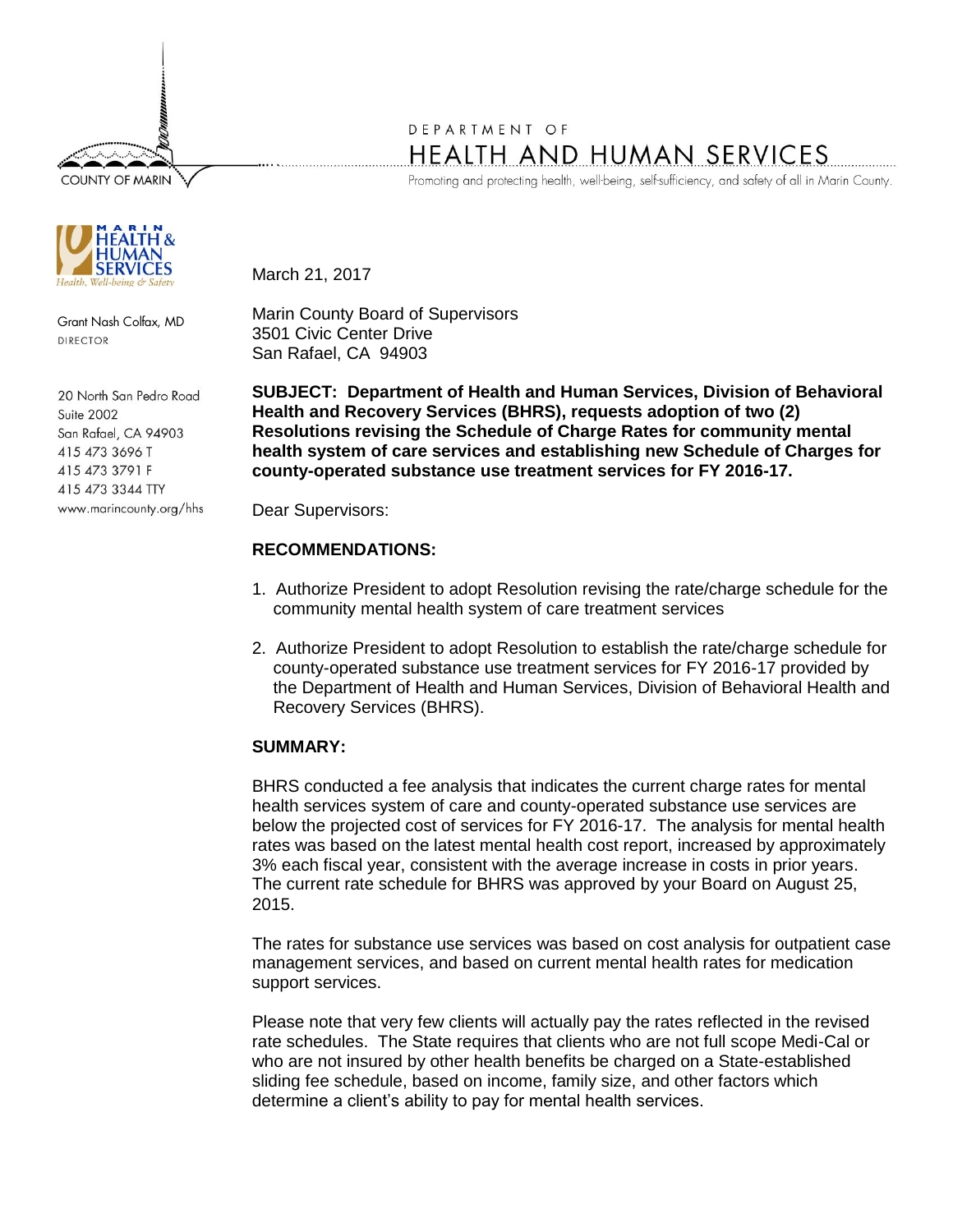COUNTY OF MARIN

DEPARTMENT OF

# HEALTH AND HUMAN SERVICES

Promoting and protecting health, well-being, self-sufficiency, and safety of all in Marin County.

MARIN HEALTH & HUMAN SERVICES
*Health, Well-being & Safety*

Grant Nash Colfax, MD
DIRECTOR

20 North San Pedro Road
Suite 2002
San Rafael, CA 94903
415 473 3696 T
415 473 3791 F
415 473 3344 TTY
www.marincounty.org/hhs

March 21, 2017

Marin County Board of Supervisors
3501 Civic Center Drive
San Rafael, CA 94903

**SUBJECT: Department of Health and Human Services, Division of Behavioral Health and Recovery Services (BHRS), requests adoption of two (2) Resolutions revising the Schedule of Charge Rates for community mental health system of care services and establishing new Schedule of Charges for county-operated substance use treatment services for FY 2016-17.**

Dear Supervisors:

**RECOMMENDATIONS:**

1. Authorize President to adopt Resolution revising the rate/charge schedule for the community mental health system of care treatment services
2. Authorize President to adopt Resolution to establish the rate/charge schedule for county-operated substance use treatment services for FY 2016-17 provided by the Department of Health and Human Services, Division of Behavioral Health and Recovery Services (BHRS).

**SUMMARY:**

BHRS conducted a fee analysis that indicates the current charge rates for mental health services system of care and county-operated substance use services are below the projected cost of services for FY 2016-17. The analysis for mental health rates was based on the latest mental health cost report, increased by approximately 3% each fiscal year, consistent with the average increase in costs in prior years. The current rate schedule for BHRS was approved by your Board on August 25, 2015.

The rates for substance use services was based on cost analysis for outpatient case management services, and based on current mental health rates for medication support services.

Please note that very few clients will actually pay the rates reflected in the revised rate schedules. The State requires that clients who are not full scope Medi-Cal or who are not insured by other health benefits be charged on a State-established sliding fee schedule, based on income, family size, and other factors which determine a client's ability to pay for mental health services.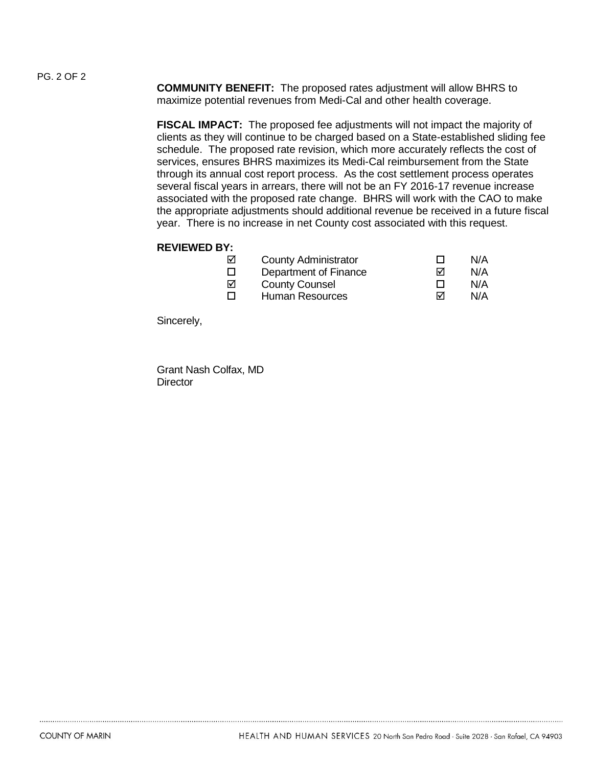**COMMUNITY BENEFIT:** The proposed rates adjustment will allow BHRS to maximize potential revenues from Medi-Cal and other health coverage.

**FISCAL IMPACT:** The proposed fee adjustments will not impact the majority of clients as they will continue to be charged based on a State-established sliding fee schedule. The proposed rate revision, which more accurately reflects the cost of services, ensures BHRS maximizes its Medi-Cal reimbursement from the State through its annual cost report process. As the cost settlement process operates several fiscal years in arrears, there will not be an FY 2016-17 revenue increase associated with the proposed rate change. BHRS will work with the CAO to make the appropriate adjustments should additional revenue be received in a future fiscal year. There is no increase in net County cost associated with this request.

**REVIEWED BY:**

| | | | |
|---|---|---|---|
| ☑ | County Administrator | ☐ | N/A |
| ☐ | Department of Finance | ☑ | N/A |
| ☑ | County Counsel | ☐ | N/A |
| ☐ | Human Resources | ☑ | N/A |

Sincerely,

Grant Nash Colfax, MD
Director